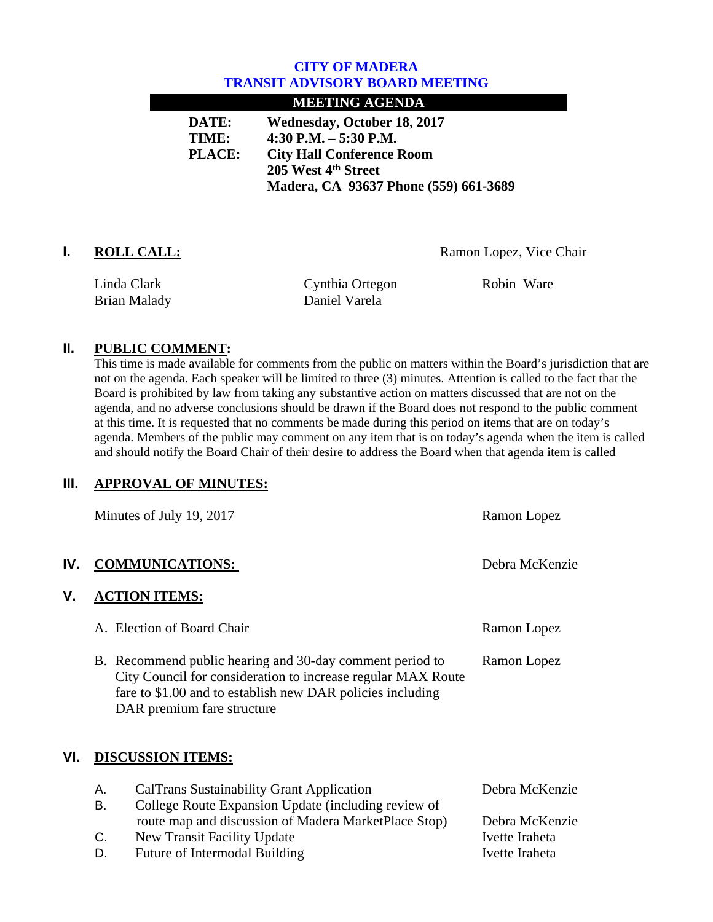# CITY OF MADERA
# TRANSIT ADVISORY BOARD MEETING

## MEETING AGENDA

**DATE:** Wednesday, October 18, 2017
**TIME:** 4:30 P.M. – 5:30 P.M.
**PLACE:** City Hall Conference Room
205 West 4th Street
Madera, CA 93637 Phone (559) 661-3689

## I. ROLL CALL:

Ramon Lopez, Vice Chair

Linda Clark
Brian Malady
Cynthia Ortegon
Daniel Varela
Robin Ware

## II. PUBLIC COMMENT:

This time is made available for comments from the public on matters within the Board's jurisdiction that are not on the agenda. Each speaker will be limited to three (3) minutes. Attention is called to the fact that the Board is prohibited by law from taking any substantive action on matters discussed that are not on the agenda, and no adverse conclusions should be drawn if the Board does not respond to the public comment at this time. It is requested that no comments be made during this period on items that are on today's agenda. Members of the public may comment on any item that is on today's agenda when the item is called and should notify the Board Chair of their desire to address the Board when that agenda item is called

## III. APPROVAL OF MINUTES:

Minutes of July 19, 2017 — Ramon Lopez

## IV. COMMUNICATIONS:

Debra McKenzie

## V. ACTION ITEMS:

A. Election of Board Chair — Ramon Lopez

B. Recommend public hearing and 30-day comment period to City Council for consideration to increase regular MAX Route fare to $1.00 and to establish new DAR policies including DAR premium fare structure — Ramon Lopez

## VI. DISCUSSION ITEMS:

A. CalTrans Sustainability Grant Application — Debra McKenzie
B. College Route Expansion Update (including review of route map and discussion of Madera MarketPlace Stop) — Debra McKenzie
C. New Transit Facility Update — Ivette Iraheta
D. Future of Intermodal Building — Ivette Iraheta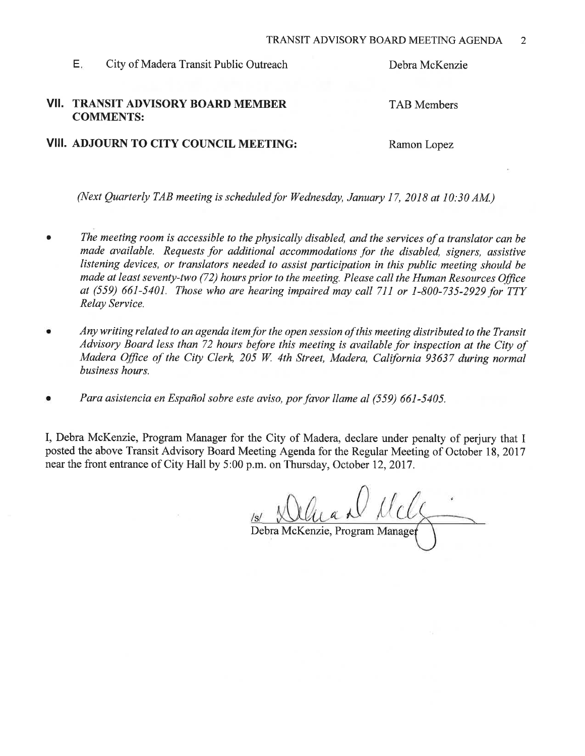E. City of Madera Transit Public Outreach — Debra McKenzie

## VII. TRANSIT ADVISORY BOARD MEMBER COMMENTS: — TAB Members

## VIII. ADJOURN TO CITY COUNCIL MEETING: — Ramon Lopez

*(Next Quarterly TAB meeting is scheduled for Wednesday, January 17, 2018 at 10:30 AM.)*

- *The meeting room is accessible to the physically disabled, and the services of a translator can be made available. Requests for additional accommodations for the disabled, signers, assistive listening devices, or translators needed to assist participation in this public meeting should be made at least seventy-two (72) hours prior to the meeting. Please call the Human Resources Office at (559) 661-5401. Those who are hearing impaired may call 711 or 1-800-735-2929 for TTY Relay Service.*

- *Any writing related to an agenda item for the open session of this meeting distributed to the Transit Advisory Board less than 72 hours before this meeting is available for inspection at the City of Madera Office of the City Clerk, 205 W. 4th Street, Madera, California 93637 during normal business hours.*

- *Para asistencia en Español sobre este aviso, por favor llame al (559) 661-5405.*

I, Debra McKenzie, Program Manager for the City of Madera, declare under penalty of perjury that I posted the above Transit Advisory Board Meeting Agenda for the Regular Meeting of October 18, 2017 near the front entrance of City Hall by 5:00 p.m. on Thursday, October 12, 2017.

/s/

Debra McKenzie, Program Manager